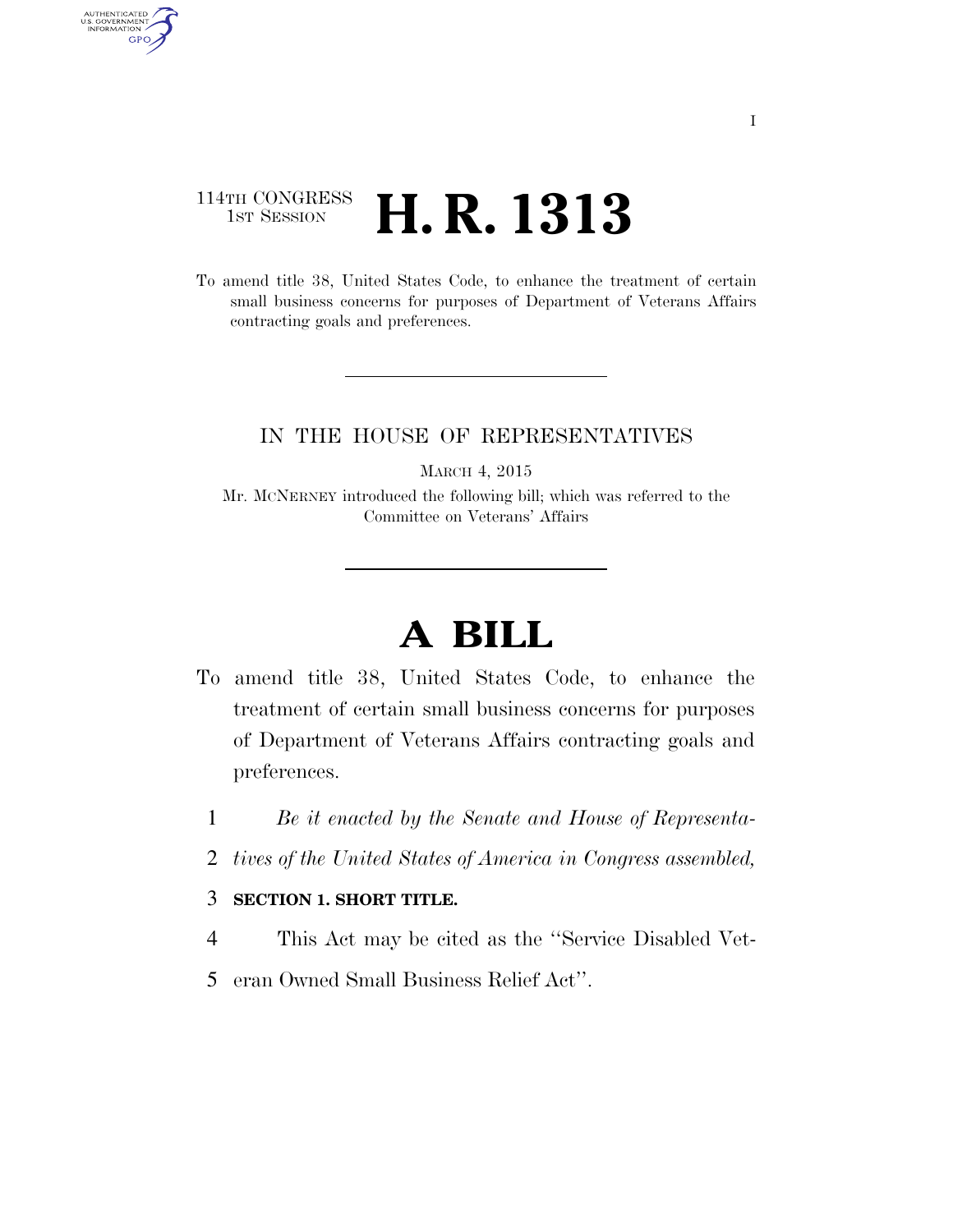114TH CONGRESS
1ST SESSION

# H. R. 1313

To amend title 38, United States Code, to enhance the treatment of certain small business concerns for purposes of Department of Veterans Affairs contracting goals and preferences.

---

IN THE HOUSE OF REPRESENTATIVES

MARCH 4, 2015

Mr. MCNERNEY introduced the following bill; which was referred to the Committee on Veterans' Affairs

---

# A BILL

To amend title 38, United States Code, to enhance the treatment of certain small business concerns for purposes of Department of Veterans Affairs contracting goals and preferences.

1 *Be it enacted by the Senate and House of Representa-*
2 *tives of the United States of America in Congress assembled,*

3 **SECTION 1. SHORT TITLE.**

4 This Act may be cited as the ''Service Disabled Vet-
5 eran Owned Small Business Relief Act''.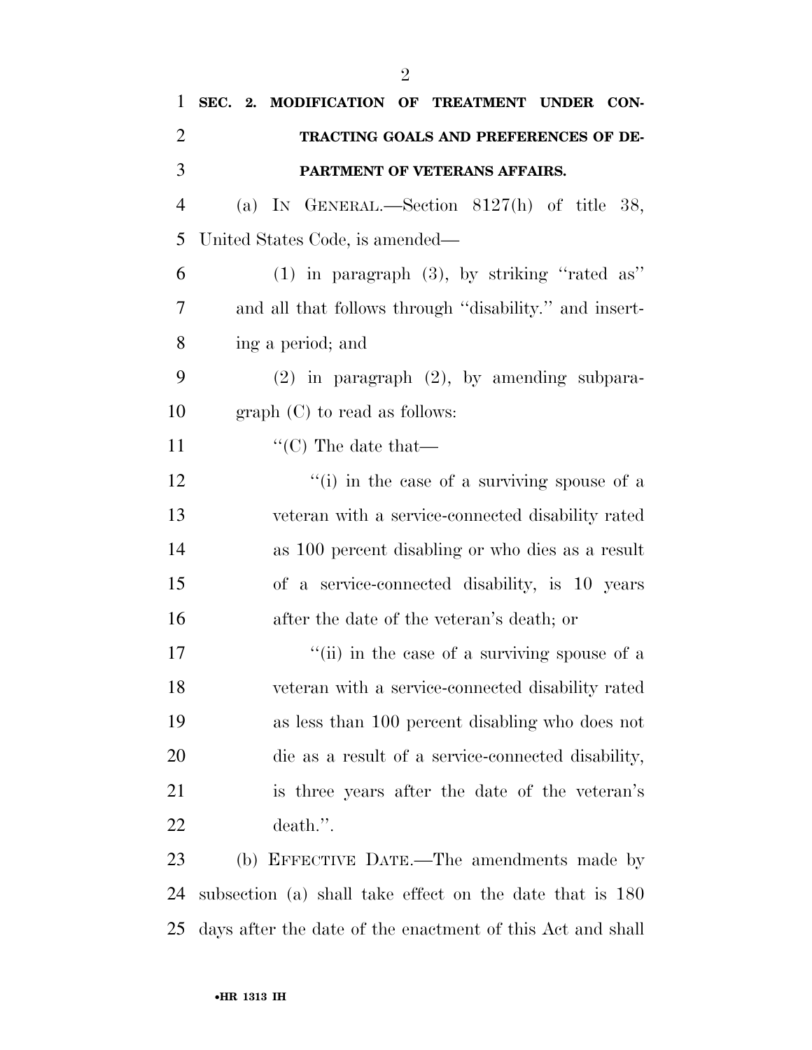**SEC. 2. MODIFICATION OF TREATMENT UNDER CONTRACTING GOALS AND PREFERENCES OF DEPARTMENT OF VETERANS AFFAIRS.**

(a) IN GENERAL.—Section 8127(h) of title 38, United States Code, is amended—

(1) in paragraph (3), by striking ''rated as'' and all that follows through ''disability.'' and inserting a period; and

(2) in paragraph (2), by amending subparagraph (C) to read as follows:

''(C) The date that—

''(i) in the case of a surviving spouse of a veteran with a service-connected disability rated as 100 percent disabling or who dies as a result of a service-connected disability, is 10 years after the date of the veteran's death; or

''(ii) in the case of a surviving spouse of a veteran with a service-connected disability rated as less than 100 percent disabling who does not die as a result of a service-connected disability, is three years after the date of the veteran's death.''.

(b) EFFECTIVE DATE.—The amendments made by subsection (a) shall take effect on the date that is 180 days after the date of the enactment of this Act and shall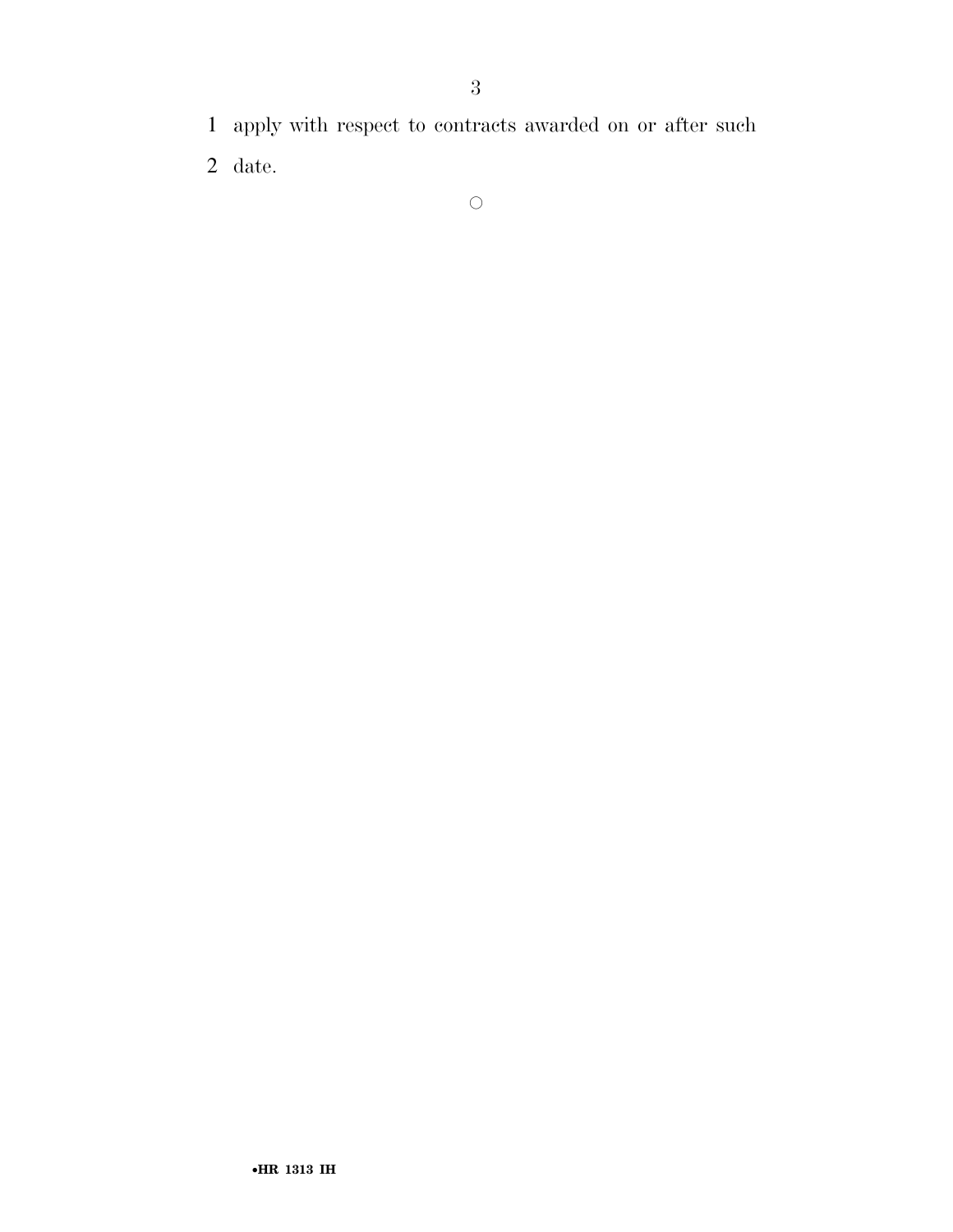apply with respect to contracts awarded on or after such date.

○